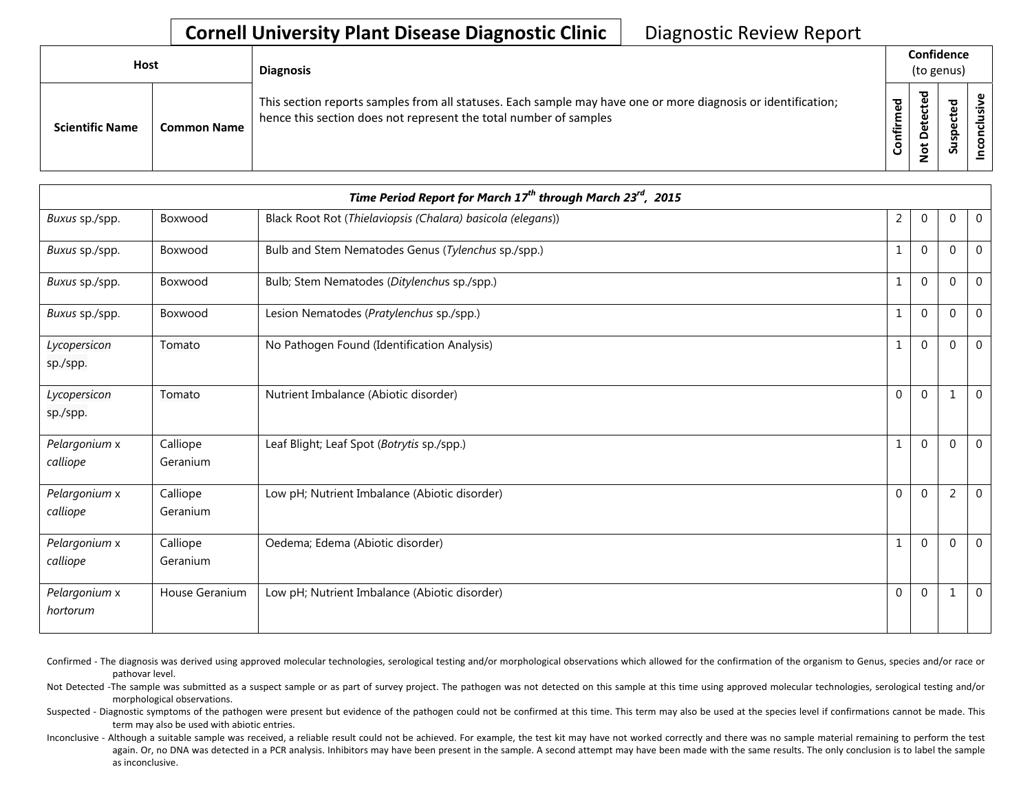# Cornell University Plant Disease Diagnostic Clinic — Diagnostic Review Report

| Host | | Diagnosis | Confidence (to genus) | | | |
|---|---|---|---|---|---|---|
| Scientific Name | Common Name | This section reports samples from all statuses. Each sample may have one or more diagnosis or identification; hence this section does not represent the total number of samples | Confirmed | Not Detected | Suspected | Inconclusive |
| ***Time Period Report for March 17th through March 23rd, 2015*** | | | | | | |
| *Buxus* sp./spp. | Boxwood | Black Root Rot (*Thielaviopsis (Chalara) basicola (elegans)*) | 2 | 0 | 0 | 0 |
| *Buxus* sp./spp. | Boxwood | Bulb and Stem Nematodes Genus (*Tylenchus* sp./spp.) | 1 | 0 | 0 | 0 |
| *Buxus* sp./spp. | Boxwood | Bulb; Stem Nematodes (*Ditylenchus* sp./spp.) | 1 | 0 | 0 | 0 |
| *Buxus* sp./spp. | Boxwood | Lesion Nematodes (*Pratylenchus* sp./spp.) | 1 | 0 | 0 | 0 |
| *Lycopersicon* sp./spp. | Tomato | No Pathogen Found (Identification Analysis) | 1 | 0 | 0 | 0 |
| *Lycopersicon* sp./spp. | Tomato | Nutrient Imbalance (Abiotic disorder) | 0 | 0 | 1 | 0 |
| *Pelargonium* x *calliope* | Calliope Geranium | Leaf Blight; Leaf Spot (*Botrytis* sp./spp.) | 1 | 0 | 0 | 0 |
| *Pelargonium* x *calliope* | Calliope Geranium | Low pH; Nutrient Imbalance (Abiotic disorder) | 0 | 0 | 2 | 0 |
| *Pelargonium* x *calliope* | Calliope Geranium | Oedema; Edema (Abiotic disorder) | 1 | 0 | 0 | 0 |
| *Pelargonium* x *hortorum* | House Geranium | Low pH; Nutrient Imbalance (Abiotic disorder) | 0 | 0 | 1 | 0 |

Confirmed - The diagnosis was derived using approved molecular technologies, serological testing and/or morphological observations which allowed for the confirmation of the organism to Genus, species and/or race or pathovar level.

Not Detected -The sample was submitted as a suspect sample or as part of survey project. The pathogen was not detected on this sample at this time using approved molecular technologies, serological testing and/or morphological observations.

Suspected - Diagnostic symptoms of the pathogen were present but evidence of the pathogen could not be confirmed at this time. This term may also be used at the species level if confirmations cannot be made. This term may also be used with abiotic entries.

Inconclusive - Although a suitable sample was received, a reliable result could not be achieved. For example, the test kit may have not worked correctly and there was no sample material remaining to perform the test again. Or, no DNA was detected in a PCR analysis. Inhibitors may have been present in the sample. A second attempt may have been made with the same results. The only conclusion is to label the sample as inconclusive.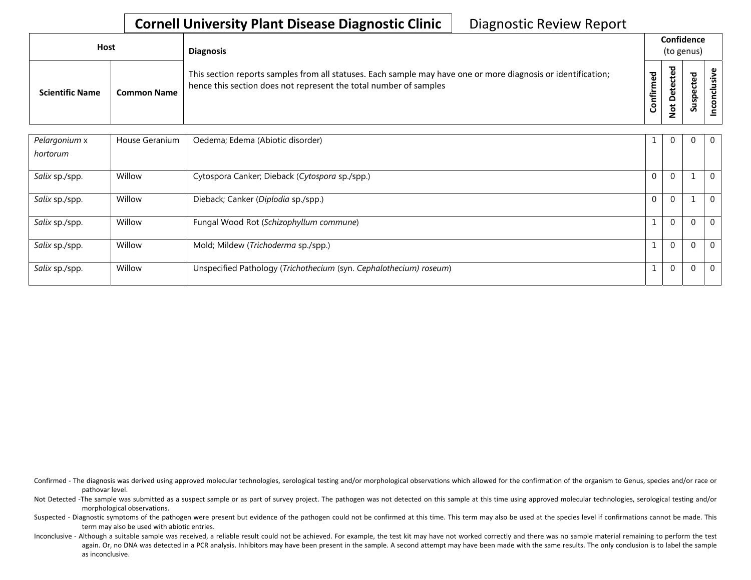# Cornell University Plant Disease Diagnostic Clinic

Diagnostic Review Report

| Host | | Diagnosis | Confidence (to genus) | | | |
|---|---|---|---|---|---|---|
| **Scientific Name** | **Common Name** | This section reports samples from all statuses. Each sample may have one or more diagnosis or identification; hence this section does not represent the total number of samples | **Confirmed** | **Not Detected** | **Suspected** | **Inconclusive** |
| *Pelargonium* x *hortorum* | House Geranium | Oedema; Edema (Abiotic disorder) | 1 | 0 | 0 | 0 |
| *Salix* sp./spp. | Willow | Cytospora Canker; Dieback (*Cytospora* sp./spp.) | 0 | 0 | 1 | 0 |
| *Salix* sp./spp. | Willow | Dieback; Canker (*Diplodia* sp./spp.) | 0 | 0 | 1 | 0 |
| *Salix* sp./spp. | Willow | Fungal Wood Rot (*Schizophyllum commune*) | 1 | 0 | 0 | 0 |
| *Salix* sp./spp. | Willow | Mold; Mildew (*Trichoderma* sp./spp.) | 1 | 0 | 0 | 0 |
| *Salix* sp./spp. | Willow | Unspecified Pathology (*Trichothecium* (syn. *Cephalothecium) roseum*) | 1 | 0 | 0 | 0 |

Confirmed - The diagnosis was derived using approved molecular technologies, serological testing and/or morphological observations which allowed for the confirmation of the organism to Genus, species and/or race or pathovar level.

Not Detected -The sample was submitted as a suspect sample or as part of survey project. The pathogen was not detected on this sample at this time using approved molecular technologies, serological testing and/or morphological observations.

Suspected - Diagnostic symptoms of the pathogen were present but evidence of the pathogen could not be confirmed at this time. This term may also be used at the species level if confirmations cannot be made. This term may also be used with abiotic entries.

Inconclusive - Although a suitable sample was received, a reliable result could not be achieved. For example, the test kit may have not worked correctly and there was no sample material remaining to perform the test again. Or, no DNA was detected in a PCR analysis. Inhibitors may have been present in the sample. A second attempt may have been made with the same results. The only conclusion is to label the sample as inconclusive.